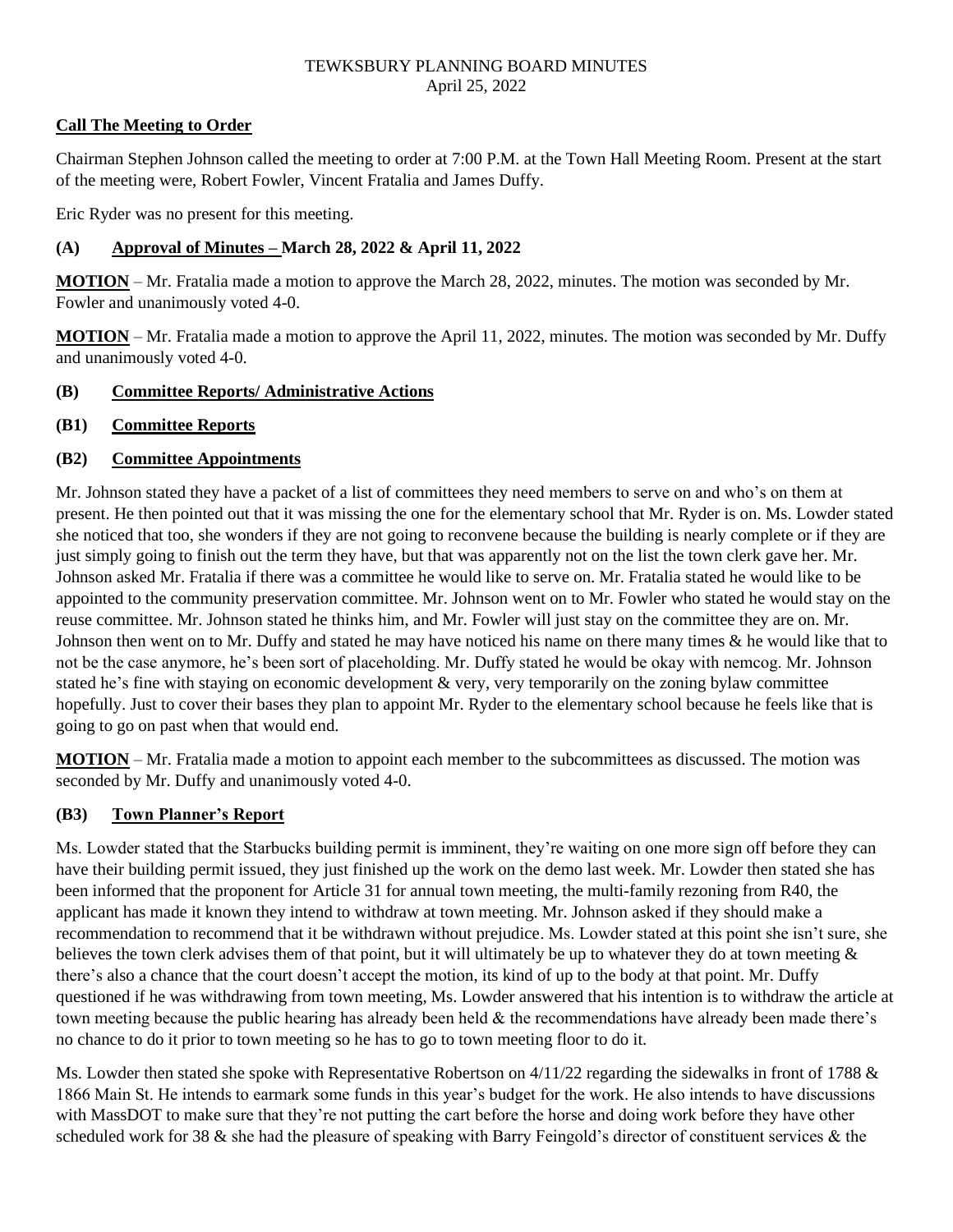TEWKSBURY PLANNING BOARD MINUTES
April 25, 2022

**Call The Meeting to Order**

Chairman Stephen Johnson called the meeting to order at 7:00 P.M. at the Town Hall Meeting Room. Present at the start of the meeting were, Robert Fowler, Vincent Fratalia and James Duffy.

Eric Ryder was no present for this meeting.

**(A) Approval of Minutes – March 28, 2022 & April 11, 2022**

**MOTION** – Mr. Fratalia made a motion to approve the March 28, 2022, minutes. The motion was seconded by Mr. Fowler and unanimously voted 4-0.

**MOTION** – Mr. Fratalia made a motion to approve the April 11, 2022, minutes. The motion was seconded by Mr. Duffy and unanimously voted 4-0.

**(B) Committee Reports/ Administrative Actions**

**(B1) Committee Reports**

**(B2) Committee Appointments**

Mr. Johnson stated they have a packet of a list of committees they need members to serve on and who's on them at present. He then pointed out that it was missing the one for the elementary school that Mr. Ryder is on. Ms. Lowder stated she noticed that too, she wonders if they are not going to reconvene because the building is nearly complete or if they are just simply going to finish out the term they have, but that was apparently not on the list the town clerk gave her. Mr. Johnson asked Mr. Fratalia if there was a committee he would like to serve on. Mr. Fratalia stated he would like to be appointed to the community preservation committee. Mr. Johnson went on to Mr. Fowler who stated he would stay on the reuse committee. Mr. Johnson stated he thinks him, and Mr. Fowler will just stay on the committee they are on. Mr. Johnson then went on to Mr. Duffy and stated he may have noticed his name on there many times & he would like that to not be the case anymore, he's been sort of placeholding. Mr. Duffy stated he would be okay with nemcog. Mr. Johnson stated he's fine with staying on economic development & very, very temporarily on the zoning bylaw committee hopefully. Just to cover their bases they plan to appoint Mr. Ryder to the elementary school because he feels like that is going to go on past when that would end.

**MOTION** – Mr. Fratalia made a motion to appoint each member to the subcommittees as discussed. The motion was seconded by Mr. Duffy and unanimously voted 4-0.

**(B3) Town Planner's Report**

Ms. Lowder stated that the Starbucks building permit is imminent, they're waiting on one more sign off before they can have their building permit issued, they just finished up the work on the demo last week. Mr. Lowder then stated she has been informed that the proponent for Article 31 for annual town meeting, the multi-family rezoning from R40, the applicant has made it known they intend to withdraw at town meeting. Mr. Johnson asked if they should make a recommendation to recommend that it be withdrawn without prejudice. Ms. Lowder stated at this point she isn't sure, she believes the town clerk advises them of that point, but it will ultimately be up to whatever they do at town meeting & there's also a chance that the court doesn't accept the motion, its kind of up to the body at that point. Mr. Duffy questioned if he was withdrawing from town meeting, Ms. Lowder answered that his intention is to withdraw the article at town meeting because the public hearing has already been held & the recommendations have already been made there's no chance to do it prior to town meeting so he has to go to town meeting floor to do it.

Ms. Lowder then stated she spoke with Representative Robertson on 4/11/22 regarding the sidewalks in front of 1788 & 1866 Main St. He intends to earmark some funds in this year's budget for the work. He also intends to have discussions with MassDOT to make sure that they're not putting the cart before the horse and doing work before they have other scheduled work for 38 & she had the pleasure of speaking with Barry Feingold's director of constituent services & the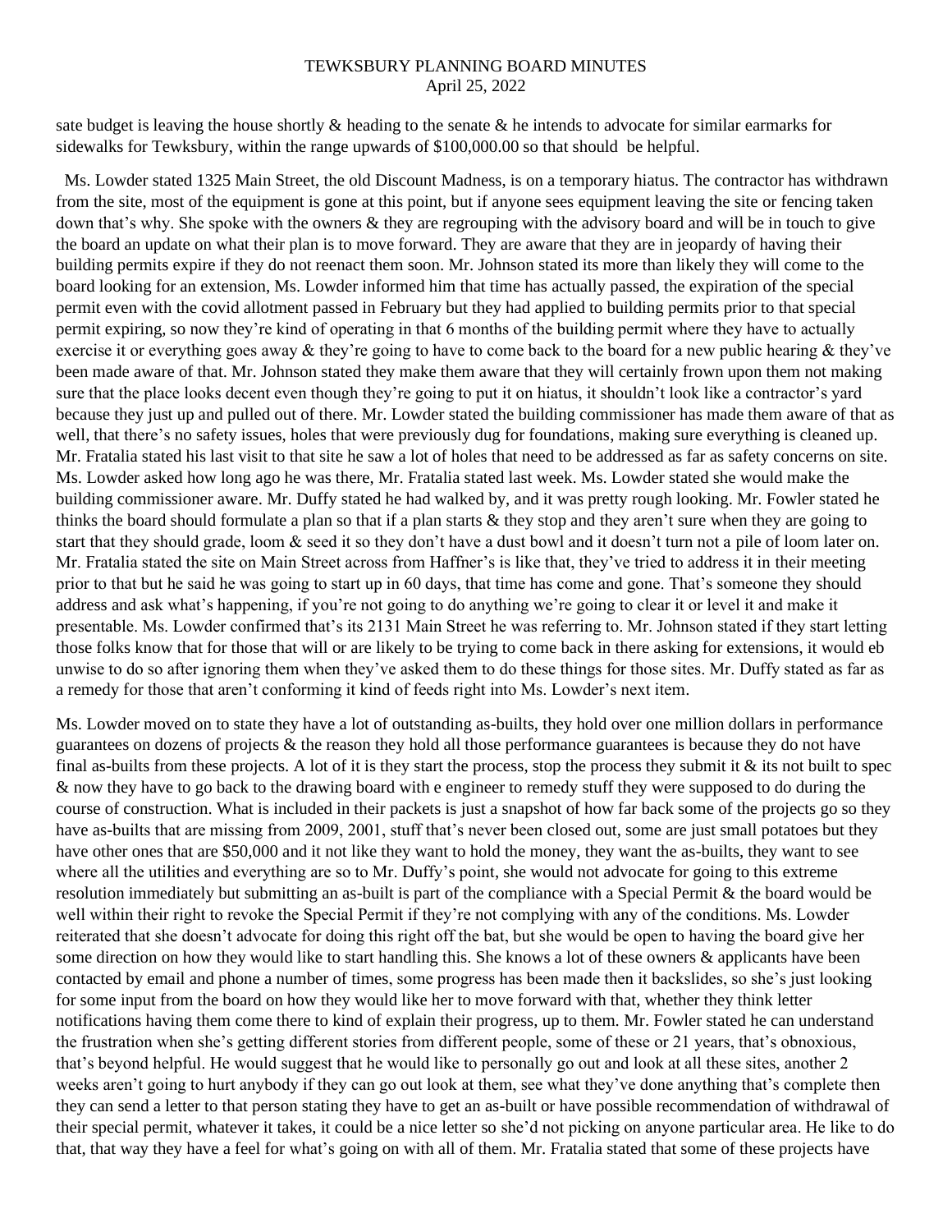sate budget is leaving the house shortly & heading to the senate & he intends to advocate for similar earmarks for sidewalks for Tewksbury, within the range upwards of $100,000.00 so that should be helpful.

Ms. Lowder stated 1325 Main Street, the old Discount Madness, is on a temporary hiatus. The contractor has withdrawn from the site, most of the equipment is gone at this point, but if anyone sees equipment leaving the site or fencing taken down that's why. She spoke with the owners & they are regrouping with the advisory board and will be in touch to give the board an update on what their plan is to move forward. They are aware that they are in jeopardy of having their building permits expire if they do not reenact them soon. Mr. Johnson stated its more than likely they will come to the board looking for an extension, Ms. Lowder informed him that time has actually passed, the expiration of the special permit even with the covid allotment passed in February but they had applied to building permits prior to that special permit expiring, so now they're kind of operating in that 6 months of the building permit where they have to actually exercise it or everything goes away & they're going to have to come back to the board for a new public hearing & they've been made aware of that. Mr. Johnson stated they make them aware that they will certainly frown upon them not making sure that the place looks decent even though they're going to put it on hiatus, it shouldn't look like a contractor's yard because they just up and pulled out of there. Mr. Lowder stated the building commissioner has made them aware of that as well, that there's no safety issues, holes that were previously dug for foundations, making sure everything is cleaned up. Mr. Fratalia stated his last visit to that site he saw a lot of holes that need to be addressed as far as safety concerns on site. Ms. Lowder asked how long ago he was there, Mr. Fratalia stated last week. Ms. Lowder stated she would make the building commissioner aware. Mr. Duffy stated he had walked by, and it was pretty rough looking. Mr. Fowler stated he thinks the board should formulate a plan so that if a plan starts & they stop and they aren't sure when they are going to start that they should grade, loom & seed it so they don't have a dust bowl and it doesn't turn not a pile of loom later on. Mr. Fratalia stated the site on Main Street across from Haffner's is like that, they've tried to address it in their meeting prior to that but he said he was going to start up in 60 days, that time has come and gone. That's someone they should address and ask what's happening, if you're not going to do anything we're going to clear it or level it and make it presentable. Ms. Lowder confirmed that's its 2131 Main Street he was referring to. Mr. Johnson stated if they start letting those folks know that for those that will or are likely to be trying to come back in there asking for extensions, it would eb unwise to do so after ignoring them when they've asked them to do these things for those sites. Mr. Duffy stated as far as a remedy for those that aren't conforming it kind of feeds right into Ms. Lowder's next item.

Ms. Lowder moved on to state they have a lot of outstanding as-builts, they hold over one million dollars in performance guarantees on dozens of projects & the reason they hold all those performance guarantees is because they do not have final as-builts from these projects. A lot of it is they start the process, stop the process they submit it & its not built to spec & now they have to go back to the drawing board with e engineer to remedy stuff they were supposed to do during the course of construction. What is included in their packets is just a snapshot of how far back some of the projects go so they have as-builts that are missing from 2009, 2001, stuff that's never been closed out, some are just small potatoes but they have other ones that are $50,000 and it not like they want to hold the money, they want the as-builts, they want to see where all the utilities and everything are so to Mr. Duffy's point, she would not advocate for going to this extreme resolution immediately but submitting an as-built is part of the compliance with a Special Permit & the board would be well within their right to revoke the Special Permit if they're not complying with any of the conditions. Ms. Lowder reiterated that she doesn't advocate for doing this right off the bat, but she would be open to having the board give her some direction on how they would like to start handling this. She knows a lot of these owners & applicants have been contacted by email and phone a number of times, some progress has been made then it backslides, so she's just looking for some input from the board on how they would like her to move forward with that, whether they think letter notifications having them come there to kind of explain their progress, up to them. Mr. Fowler stated he can understand the frustration when she's getting different stories from different people, some of these or 21 years, that's obnoxious, that's beyond helpful. He would suggest that he would like to personally go out and look at all these sites, another 2 weeks aren't going to hurt anybody if they can go out look at them, see what they've done anything that's complete then they can send a letter to that person stating they have to get an as-built or have possible recommendation of withdrawal of their special permit, whatever it takes, it could be a nice letter so she'd not picking on anyone particular area. He like to do that, that way they have a feel for what's going on with all of them. Mr. Fratalia stated that some of these projects have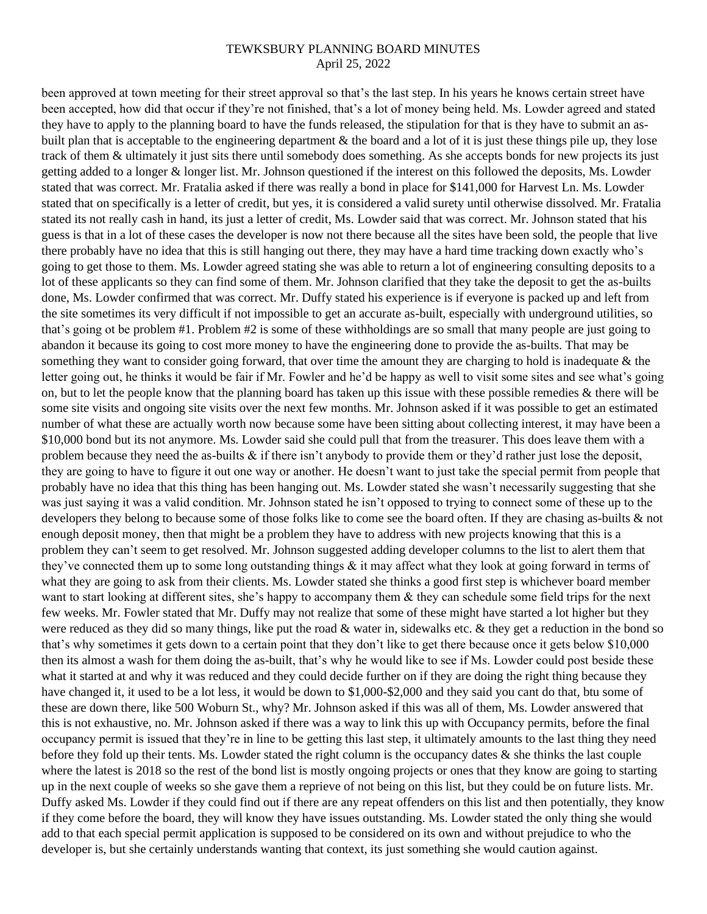been approved at town meeting for their street approval so that's the last step. In his years he knows certain street have been accepted, how did that occur if they're not finished, that's a lot of money being held. Ms. Lowder agreed and stated they have to apply to the planning board to have the funds released, the stipulation for that is they have to submit an as-built plan that is acceptable to the engineering department & the board and a lot of it is just these things pile up, they lose track of them & ultimately it just sits there until somebody does something. As she accepts bonds for new projects its just getting added to a longer & longer list. Mr. Johnson questioned if the interest on this followed the deposits, Ms. Lowder stated that was correct. Mr. Fratalia asked if there was really a bond in place for $141,000 for Harvest Ln. Ms. Lowder stated that on specifically is a letter of credit, but yes, it is considered a valid surety until otherwise dissolved. Mr. Fratalia stated its not really cash in hand, its just a letter of credit, Ms. Lowder said that was correct. Mr. Johnson stated that his guess is that in a lot of these cases the developer is now not there because all the sites have been sold, the people that live there probably have no idea that this is still hanging out there, they may have a hard time tracking down exactly who's going to get those to them. Ms. Lowder agreed stating she was able to return a lot of engineering consulting deposits to a lot of these applicants so they can find some of them. Mr. Johnson clarified that they take the deposit to get the as-builts done, Ms. Lowder confirmed that was correct. Mr. Duffy stated his experience is if everyone is packed up and left from the site sometimes its very difficult if not impossible to get an accurate as-built, especially with underground utilities, so that's going ot be problem #1. Problem #2 is some of these withholdings are so small that many people are just going to abandon it because its going to cost more money to have the engineering done to provide the as-builts. That may be something they want to consider going forward, that over time the amount they are charging to hold is inadequate & the letter going out, he thinks it would be fair if Mr. Fowler and he'd be happy as well to visit some sites and see what's going on, but to let the people know that the planning board has taken up this issue with these possible remedies & there will be some site visits and ongoing site visits over the next few months. Mr. Johnson asked if it was possible to get an estimated number of what these are actually worth now because some have been sitting about collecting interest, it may have been a $10,000 bond but its not anymore. Ms. Lowder said she could pull that from the treasurer. This does leave them with a problem because they need the as-builts & if there isn't anybody to provide them or they'd rather just lose the deposit, they are going to have to figure it out one way or another. He doesn't want to just take the special permit from people that probably have no idea that this thing has been hanging out. Ms. Lowder stated she wasn't necessarily suggesting that she was just saying it was a valid condition. Mr. Johnson stated he isn't opposed to trying to connect some of these up to the developers they belong to because some of those folks like to come see the board often. If they are chasing as-builts & not enough deposit money, then that might be a problem they have to address with new projects knowing that this is a problem they can't seem to get resolved. Mr. Johnson suggested adding developer columns to the list to alert them that they've connected them up to some long outstanding things & it may affect what they look at going forward in terms of what they are going to ask from their clients. Ms. Lowder stated she thinks a good first step is whichever board member want to start looking at different sites, she's happy to accompany them & they can schedule some field trips for the next few weeks. Mr. Fowler stated that Mr. Duffy may not realize that some of these might have started a lot higher but they were reduced as they did so many things, like put the road & water in, sidewalks etc. & they get a reduction in the bond so that's why sometimes it gets down to a certain point that they don't like to get there because once it gets below $10,000 then its almost a wash for them doing the as-built, that's why he would like to see if Ms. Lowder could post beside these what it started at and why it was reduced and they could decide further on if they are doing the right thing because they have changed it, it used to be a lot less, it would be down to $1,000-$2,000 and they said you cant do that, btu some of these are down there, like 500 Woburn St., why? Mr. Johnson asked if this was all of them, Ms. Lowder answered that this is not exhaustive, no. Mr. Johnson asked if there was a way to link this up with Occupancy permits, before the final occupancy permit is issued that they're in line to be getting this last step, it ultimately amounts to the last thing they need before they fold up their tents. Ms. Lowder stated the right column is the occupancy dates & she thinks the last couple where the latest is 2018 so the rest of the bond list is mostly ongoing projects or ones that they know are going to starting up in the next couple of weeks so she gave them a reprieve of not being on this list, but they could be on future lists. Mr. Duffy asked Ms. Lowder if they could find out if there are any repeat offenders on this list and then potentially, they know if they come before the board, they will know they have issues outstanding. Ms. Lowder stated the only thing she would add to that each special permit application is supposed to be considered on its own and without prejudice to who the developer is, but she certainly understands wanting that context, its just something she would caution against.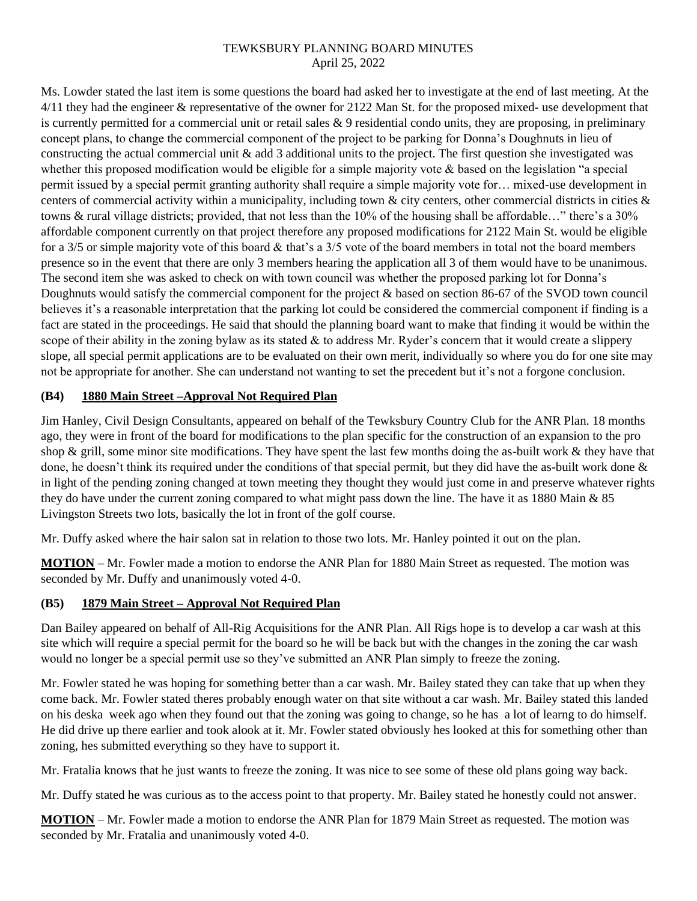TEWKSBURY PLANNING BOARD MINUTES
April 25, 2022

Ms. Lowder stated the last item is some questions the board had asked her to investigate at the end of last meeting. At the 4/11 they had the engineer & representative of the owner for 2122 Man St. for the proposed mixed- use development that is currently permitted for a commercial unit or retail sales & 9 residential condo units, they are proposing, in preliminary concept plans, to change the commercial component of the project to be parking for Donna's Doughnuts in lieu of constructing the actual commercial unit & add 3 additional units to the project. The first question she investigated was whether this proposed modification would be eligible for a simple majority vote & based on the legislation "a special permit issued by a special permit granting authority shall require a simple majority vote for… mixed-use development in centers of commercial activity within a municipality, including town & city centers, other commercial districts in cities & towns & rural village districts; provided, that not less than the 10% of the housing shall be affordable…" there's a 30% affordable component currently on that project therefore any proposed modifications for 2122 Main St. would be eligible for a 3/5 or simple majority vote of this board & that's a 3/5 vote of the board members in total not the board members presence so in the event that there are only 3 members hearing the application all 3 of them would have to be unanimous. The second item she was asked to check on with town council was whether the proposed parking lot for Donna's Doughnuts would satisfy the commercial component for the project & based on section 86-67 of the SVOD town council believes it's a reasonable interpretation that the parking lot could be considered the commercial component if finding is a fact are stated in the proceedings. He said that should the planning board want to make that finding it would be within the scope of their ability in the zoning bylaw as its stated & to address Mr. Ryder's concern that it would create a slippery slope, all special permit applications are to be evaluated on their own merit, individually so where you do for one site may not be appropriate for another. She can understand not wanting to set the precedent but it's not a forgone conclusion.

### (B4) 1880 Main Street –Approval Not Required Plan

Jim Hanley, Civil Design Consultants, appeared on behalf of the Tewksbury Country Club for the ANR Plan. 18 months ago, they were in front of the board for modifications to the plan specific for the construction of an expansion to the pro shop & grill, some minor site modifications. They have spent the last few months doing the as-built work & they have that done, he doesn't think its required under the conditions of that special permit, but they did have the as-built work done & in light of the pending zoning changed at town meeting they thought they would just come in and preserve whatever rights they do have under the current zoning compared to what might pass down the line. The have it as 1880 Main & 85 Livingston Streets two lots, basically the lot in front of the golf course.

Mr. Duffy asked where the hair salon sat in relation to those two lots. Mr. Hanley pointed it out on the plan.

**MOTION** – Mr. Fowler made a motion to endorse the ANR Plan for 1880 Main Street as requested. The motion was seconded by Mr. Duffy and unanimously voted 4-0.

### (B5) 1879 Main Street – Approval Not Required Plan

Dan Bailey appeared on behalf of All-Rig Acquisitions for the ANR Plan. All Rigs hope is to develop a car wash at this site which will require a special permit for the board so he will be back but with the changes in the zoning the car wash would no longer be a special permit use so they've submitted an ANR Plan simply to freeze the zoning.

Mr. Fowler stated he was hoping for something better than a car wash. Mr. Bailey stated they can take that up when they come back. Mr. Fowler stated theres probably enough water on that site without a car wash. Mr. Bailey stated this landed on his deska week ago when they found out that the zoning was going to change, so he has a lot of learng to do himself. He did drive up there earlier and took alook at it. Mr. Fowler stated obviously hes looked at this for something other than zoning, hes submitted everything so they have to support it.

Mr. Fratalia knows that he just wants to freeze the zoning. It was nice to see some of these old plans going way back.

Mr. Duffy stated he was curious as to the access point to that property. Mr. Bailey stated he honestly could not answer.

**MOTION** – Mr. Fowler made a motion to endorse the ANR Plan for 1879 Main Street as requested. The motion was seconded by Mr. Fratalia and unanimously voted 4-0.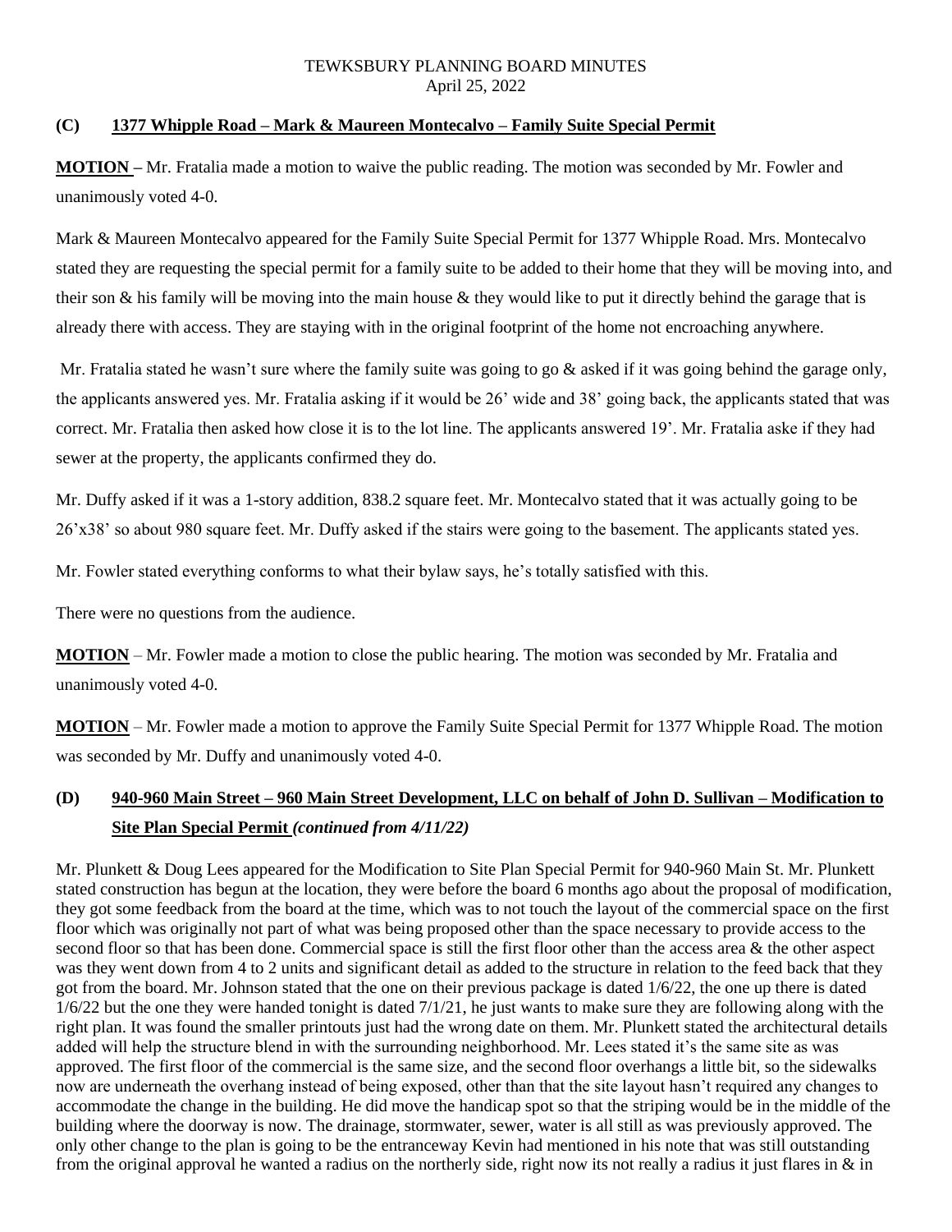### (C) 1377 Whipple Road – Mark & Maureen Montecalvo – Family Suite Special Permit

**MOTION –** Mr. Fratalia made a motion to waive the public reading. The motion was seconded by Mr. Fowler and unanimously voted 4-0.

Mark & Maureen Montecalvo appeared for the Family Suite Special Permit for 1377 Whipple Road. Mrs. Montecalvo stated they are requesting the special permit for a family suite to be added to their home that they will be moving into, and their son & his family will be moving into the main house & they would like to put it directly behind the garage that is already there with access. They are staying with in the original footprint of the home not encroaching anywhere.

Mr. Fratalia stated he wasn't sure where the family suite was going to go & asked if it was going behind the garage only, the applicants answered yes. Mr. Fratalia asking if it would be 26' wide and 38' going back, the applicants stated that was correct. Mr. Fratalia then asked how close it is to the lot line. The applicants answered 19'. Mr. Fratalia aske if they had sewer at the property, the applicants confirmed they do.

Mr. Duffy asked if it was a 1-story addition, 838.2 square feet. Mr. Montecalvo stated that it was actually going to be 26'x38' so about 980 square feet. Mr. Duffy asked if the stairs were going to the basement. The applicants stated yes.

Mr. Fowler stated everything conforms to what their bylaw says, he's totally satisfied with this.

There were no questions from the audience.

**MOTION** – Mr. Fowler made a motion to close the public hearing. The motion was seconded by Mr. Fratalia and unanimously voted 4-0.

**MOTION** – Mr. Fowler made a motion to approve the Family Suite Special Permit for 1377 Whipple Road. The motion was seconded by Mr. Duffy and unanimously voted 4-0.

### (D) 940-960 Main Street – 960 Main Street Development, LLC on behalf of John D. Sullivan – Modification to Site Plan Special Permit *(continued from 4/11/22)*

Mr. Plunkett & Doug Lees appeared for the Modification to Site Plan Special Permit for 940-960 Main St. Mr. Plunkett stated construction has begun at the location, they were before the board 6 months ago about the proposal of modification, they got some feedback from the board at the time, which was to not touch the layout of the commercial space on the first floor which was originally not part of what was being proposed other than the space necessary to provide access to the second floor so that has been done. Commercial space is still the first floor other than the access area & the other aspect was they went down from 4 to 2 units and significant detail as added to the structure in relation to the feed back that they got from the board. Mr. Johnson stated that the one on their previous package is dated 1/6/22, the one up there is dated 1/6/22 but the one they were handed tonight is dated 7/1/21, he just wants to make sure they are following along with the right plan. It was found the smaller printouts just had the wrong date on them. Mr. Plunkett stated the architectural details added will help the structure blend in with the surrounding neighborhood. Mr. Lees stated it's the same site as was approved. The first floor of the commercial is the same size, and the second floor overhangs a little bit, so the sidewalks now are underneath the overhang instead of being exposed, other than that the site layout hasn't required any changes to accommodate the change in the building. He did move the handicap spot so that the striping would be in the middle of the building where the doorway is now. The drainage, stormwater, sewer, water is all still as was previously approved. The only other change to the plan is going to be the entranceway Kevin had mentioned in his note that was still outstanding from the original approval he wanted a radius on the northerly side, right now its not really a radius it just flares in & in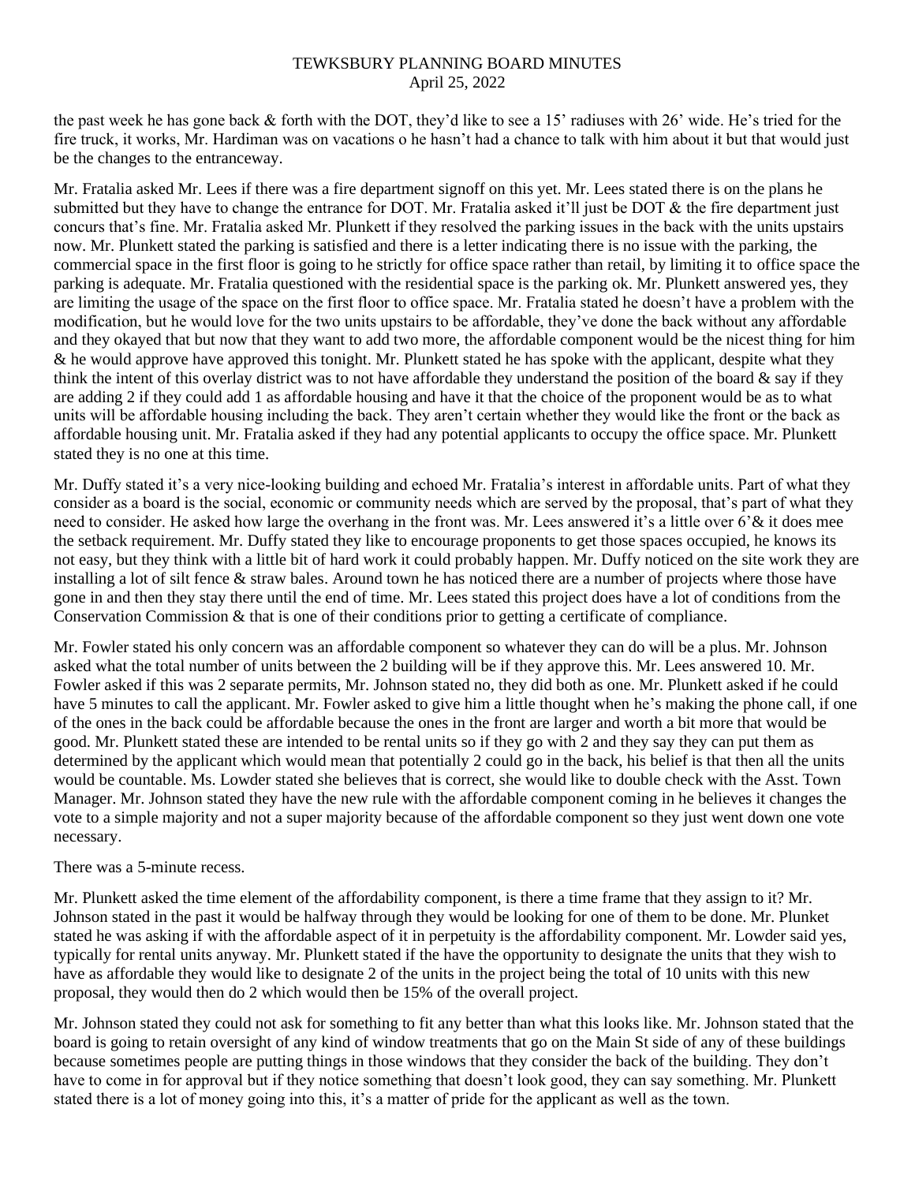the past week he has gone back & forth with the DOT, they'd like to see a 15' radiuses with 26' wide. He's tried for the fire truck, it works, Mr. Hardiman was on vacations o he hasn't had a chance to talk with him about it but that would just be the changes to the entranceway.

Mr. Fratalia asked Mr. Lees if there was a fire department signoff on this yet. Mr. Lees stated there is on the plans he submitted but they have to change the entrance for DOT. Mr. Fratalia asked it'll just be DOT & the fire department just concurs that's fine. Mr. Fratalia asked Mr. Plunkett if they resolved the parking issues in the back with the units upstairs now. Mr. Plunkett stated the parking is satisfied and there is a letter indicating there is no issue with the parking, the commercial space in the first floor is going to he strictly for office space rather than retail, by limiting it to office space the parking is adequate. Mr. Fratalia questioned with the residential space is the parking ok. Mr. Plunkett answered yes, they are limiting the usage of the space on the first floor to office space. Mr. Fratalia stated he doesn't have a problem with the modification, but he would love for the two units upstairs to be affordable, they've done the back without any affordable and they okayed that but now that they want to add two more, the affordable component would be the nicest thing for him & he would approve have approved this tonight. Mr. Plunkett stated he has spoke with the applicant, despite what they think the intent of this overlay district was to not have affordable they understand the position of the board & say if they are adding 2 if they could add 1 as affordable housing and have it that the choice of the proponent would be as to what units will be affordable housing including the back. They aren't certain whether they would like the front or the back as affordable housing unit. Mr. Fratalia asked if they had any potential applicants to occupy the office space. Mr. Plunkett stated they is no one at this time.

Mr. Duffy stated it's a very nice-looking building and echoed Mr. Fratalia's interest in affordable units. Part of what they consider as a board is the social, economic or community needs which are served by the proposal, that's part of what they need to consider. He asked how large the overhang in the front was. Mr. Lees answered it's a little over 6'& it does mee the setback requirement. Mr. Duffy stated they like to encourage proponents to get those spaces occupied, he knows its not easy, but they think with a little bit of hard work it could probably happen. Mr. Duffy noticed on the site work they are installing a lot of silt fence & straw bales. Around town he has noticed there are a number of projects where those have gone in and then they stay there until the end of time. Mr. Lees stated this project does have a lot of conditions from the Conservation Commission & that is one of their conditions prior to getting a certificate of compliance.

Mr. Fowler stated his only concern was an affordable component so whatever they can do will be a plus. Mr. Johnson asked what the total number of units between the 2 building will be if they approve this. Mr. Lees answered 10. Mr. Fowler asked if this was 2 separate permits, Mr. Johnson stated no, they did both as one. Mr. Plunkett asked if he could have 5 minutes to call the applicant. Mr. Fowler asked to give him a little thought when he's making the phone call, if one of the ones in the back could be affordable because the ones in the front are larger and worth a bit more that would be good. Mr. Plunkett stated these are intended to be rental units so if they go with 2 and they say they can put them as determined by the applicant which would mean that potentially 2 could go in the back, his belief is that then all the units would be countable. Ms. Lowder stated she believes that is correct, she would like to double check with the Asst. Town Manager. Mr. Johnson stated they have the new rule with the affordable component coming in he believes it changes the vote to a simple majority and not a super majority because of the affordable component so they just went down one vote necessary.

There was a 5-minute recess.

Mr. Plunkett asked the time element of the affordability component, is there a time frame that they assign to it? Mr. Johnson stated in the past it would be halfway through they would be looking for one of them to be done. Mr. Plunket stated he was asking if with the affordable aspect of it in perpetuity is the affordability component. Mr. Lowder said yes, typically for rental units anyway. Mr. Plunkett stated if the have the opportunity to designate the units that they wish to have as affordable they would like to designate 2 of the units in the project being the total of 10 units with this new proposal, they would then do 2 which would then be 15% of the overall project.

Mr. Johnson stated they could not ask for something to fit any better than what this looks like. Mr. Johnson stated that the board is going to retain oversight of any kind of window treatments that go on the Main St side of any of these buildings because sometimes people are putting things in those windows that they consider the back of the building. They don't have to come in for approval but if they notice something that doesn't look good, they can say something. Mr. Plunkett stated there is a lot of money going into this, it's a matter of pride for the applicant as well as the town.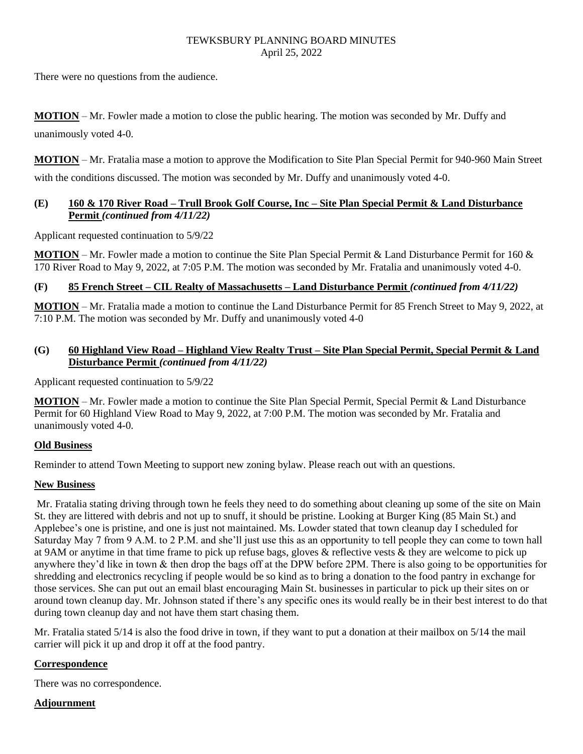There were no questions from the audience.

**MOTION** – Mr. Fowler made a motion to close the public hearing. The motion was seconded by Mr. Duffy and unanimously voted 4-0.

**MOTION** – Mr. Fratalia mase a motion to approve the Modification to Site Plan Special Permit for 940-960 Main Street with the conditions discussed. The motion was seconded by Mr. Duffy and unanimously voted 4-0.

### (E) 160 & 170 River Road – Trull Brook Golf Course, Inc – Site Plan Special Permit & Land Disturbance Permit *(continued from 4/11/22)*

Applicant requested continuation to 5/9/22

**MOTION** – Mr. Fowler made a motion to continue the Site Plan Special Permit & Land Disturbance Permit for 160 & 170 River Road to May 9, 2022, at 7:05 P.M. The motion was seconded by Mr. Fratalia and unanimously voted 4-0.

### (F) 85 French Street – CIL Realty of Massachusetts – Land Disturbance Permit *(continued from 4/11/22)*

**MOTION** – Mr. Fratalia made a motion to continue the Land Disturbance Permit for 85 French Street to May 9, 2022, at 7:10 P.M. The motion was seconded by Mr. Duffy and unanimously voted 4-0

### (G) 60 Highland View Road – Highland View Realty Trust – Site Plan Special Permit, Special Permit & Land Disturbance Permit *(continued from 4/11/22)*

Applicant requested continuation to 5/9/22

**MOTION** – Mr. Fowler made a motion to continue the Site Plan Special Permit, Special Permit & Land Disturbance Permit for 60 Highland View Road to May 9, 2022, at 7:00 P.M. The motion was seconded by Mr. Fratalia and unanimously voted 4-0.

## Old Business

Reminder to attend Town Meeting to support new zoning bylaw. Please reach out with an questions.

## New Business

Mr. Fratalia stating driving through town he feels they need to do something about cleaning up some of the site on Main St. they are littered with debris and not up to snuff, it should be pristine. Looking at Burger King (85 Main St.) and Applebee's one is pristine, and one is just not maintained. Ms. Lowder stated that town cleanup day I scheduled for Saturday May 7 from 9 A.M. to 2 P.M. and she'll just use this as an opportunity to tell people they can come to town hall at 9AM or anytime in that time frame to pick up refuse bags, gloves & reflective vests & they are welcome to pick up anywhere they'd like in town & then drop the bags off at the DPW before 2PM. There is also going to be opportunities for shredding and electronics recycling if people would be so kind as to bring a donation to the food pantry in exchange for those services. She can put out an email blast encouraging Main St. businesses in particular to pick up their sites on or around town cleanup day. Mr. Johnson stated if there's any specific ones its would really be in their best interest to do that during town cleanup day and not have them start chasing them.

Mr. Fratalia stated 5/14 is also the food drive in town, if they want to put a donation at their mailbox on 5/14 the mail carrier will pick it up and drop it off at the food pantry.

## Correspondence

There was no correspondence.

## Adjournment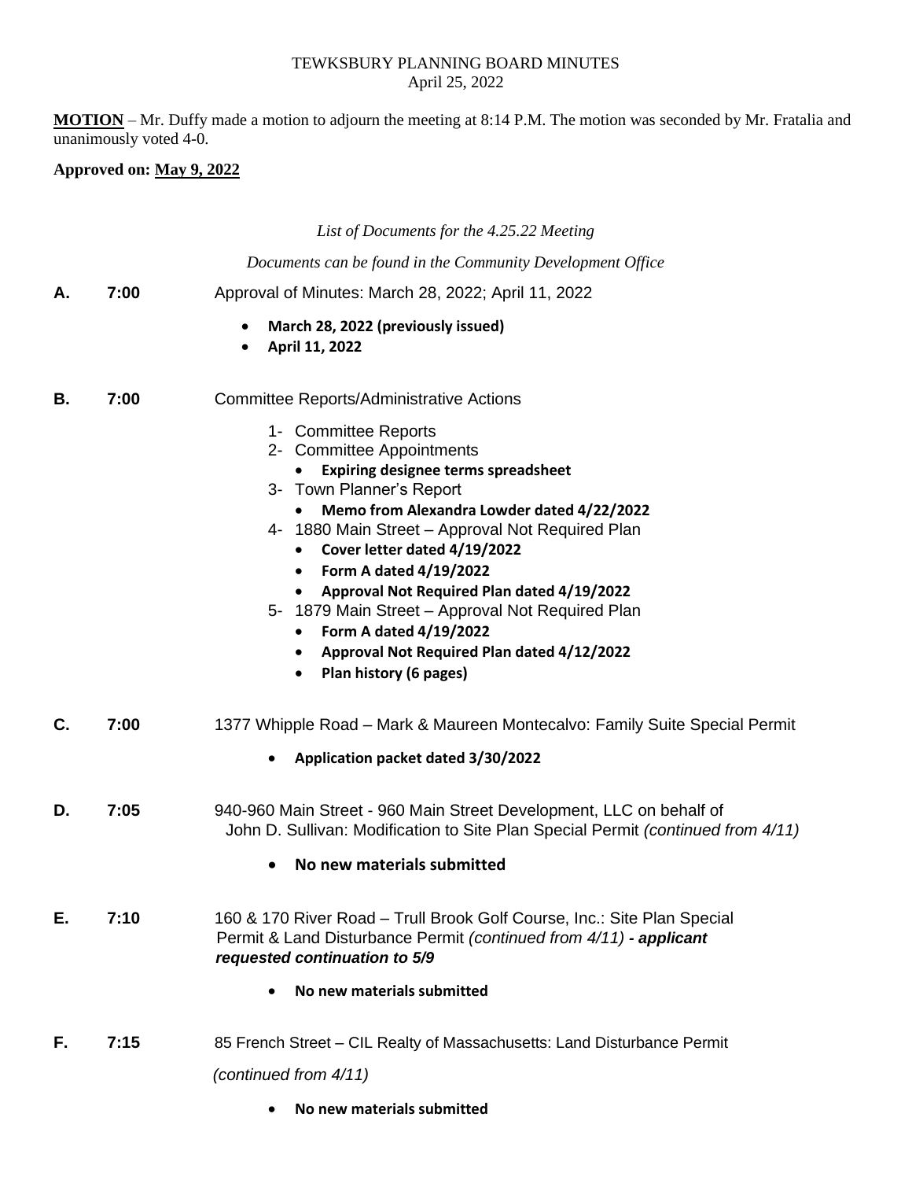TEWKSBURY PLANNING BOARD MINUTES
April 25, 2022

**MOTION** – Mr. Duffy made a motion to adjourn the meeting at 8:14 P.M. The motion was seconded by Mr. Fratalia and unanimously voted 4-0.

**Approved on: May 9, 2022**

*List of Documents for the 4.25.22 Meeting*

*Documents can be found in the Community Development Office*

**A.** **7:00** Approval of Minutes: March 28, 2022; April 11, 2022

- **March 28, 2022 (previously issued)**
- **April 11, 2022**

**B.** **7:00** Committee Reports/Administrative Actions

1- Committee Reports
2- Committee Appointments
   - **Expiring designee terms spreadsheet**
3- Town Planner's Report
   - **Memo from Alexandra Lowder dated 4/22/2022**
4- 1880 Main Street – Approval Not Required Plan
   - **Cover letter dated 4/19/2022**
   - **Form A dated 4/19/2022**
   - **Approval Not Required Plan dated 4/19/2022**
5- 1879 Main Street – Approval Not Required Plan
   - **Form A dated 4/19/2022**
   - **Approval Not Required Plan dated 4/12/2022**
   - **Plan history (6 pages)**

**C.** **7:00** 1377 Whipple Road – Mark & Maureen Montecalvo: Family Suite Special Permit

- **Application packet dated 3/30/2022**

**D.** **7:05** 940-960 Main Street - 960 Main Street Development, LLC on behalf of John D. Sullivan: Modification to Site Plan Special Permit *(continued from 4/11)*

- **No new materials submitted**

**E.** **7:10** 160 & 170 River Road – Trull Brook Golf Course, Inc.: Site Plan Special Permit & Land Disturbance Permit *(continued from 4/11)* ***- applicant requested continuation to 5/9***

- **No new materials submitted**

**F.** **7:15** 85 French Street – CIL Realty of Massachusetts: Land Disturbance Permit

*(continued from 4/11)*

- **No new materials submitted**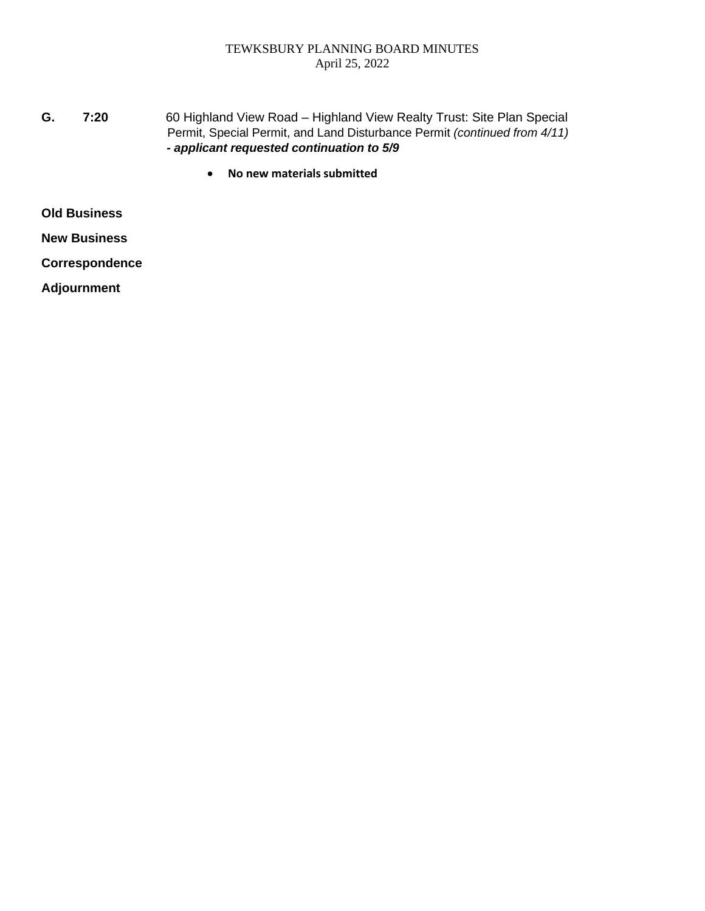**G.** **7:20** 60 Highland View Road – Highland View Realty Trust: Site Plan Special Permit, Special Permit, and Land Disturbance Permit *(continued from 4/11)* ***- applicant requested continuation to 5/9***

- **No new materials submitted**

**Old Business**

**New Business**

**Correspondence**

**Adjournment**